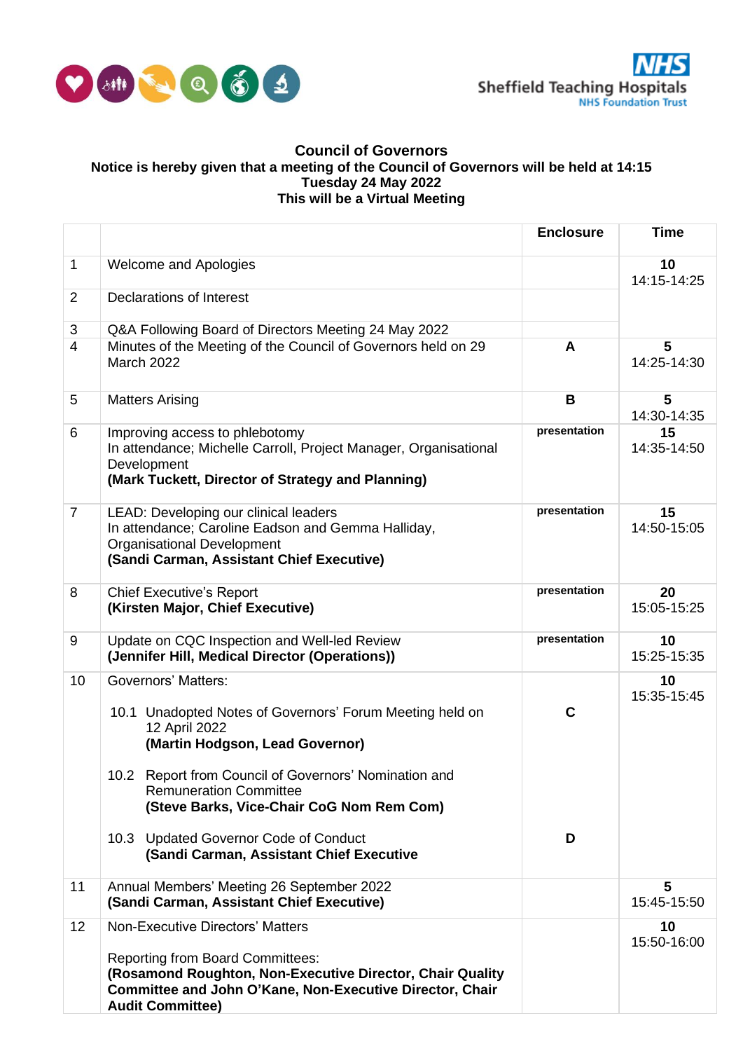## Council of Governors

**Notice is hereby given that a meeting of the Council of Governors will be held at 14:15**
**Tuesday 24 May 2022**
**This will be a Virtual Meeting**

| | | Enclosure | Time |
|---|---|---|---|
| 1 | Welcome and Apologies | | **10** 14:15-14:25 |
| 2 | Declarations of Interest | | |
| 3 | Q&A Following Board of Directors Meeting 24 May 2022 | | |
| 4 | Minutes of the Meeting of the Council of Governors held on 29 March 2022 | **A** | **5** 14:25-14:30 |
| 5 | Matters Arising | **B** | **5** 14:30-14:35 |
| 6 | Improving access to phlebotomy<br>In attendance; Michelle Carroll, Project Manager, Organisational Development<br>**(Mark Tuckett, Director of Strategy and Planning)** | **presentation** | **15** 14:35-14:50 |
| 7 | LEAD: Developing our clinical leaders<br>In attendance; Caroline Eadson and Gemma Halliday, Organisational Development<br>**(Sandi Carman, Assistant Chief Executive)** | **presentation** | **15** 14:50-15:05 |
| 8 | Chief Executive's Report<br>**(Kirsten Major, Chief Executive)** | **presentation** | **20** 15:05-15:25 |
| 9 | Update on CQC Inspection and Well-led Review<br>**(Jennifer Hill, Medical Director (Operations))** | **presentation** | **10** 15:25-15:35 |
| 10 | Governors' Matters:<br><br>10.1 Unadopted Notes of Governors' Forum Meeting held on 12 April 2022<br>**(Martin Hodgson, Lead Governor)**<br><br>10.2 Report from Council of Governors' Nomination and Remuneration Committee<br>**(Steve Barks, Vice-Chair CoG Nom Rem Com)**<br><br>10.3 Updated Governor Code of Conduct<br>**(Sandi Carman, Assistant Chief Executive** | <br><br>**C**<br><br><br><br><br><br>**D** | **10** 15:35-15:45 |
| 11 | Annual Members' Meeting 26 September 2022<br>**(Sandi Carman, Assistant Chief Executive)** | | **5** 15:45-15:50 |
| 12 | Non-Executive Directors' Matters<br><br>Reporting from Board Committees:<br>**(Rosamond Roughton, Non-Executive Director, Chair Quality Committee and John O'Kane, Non-Executive Director, Chair Audit Committee)** | | **10** 15:50-16:00 |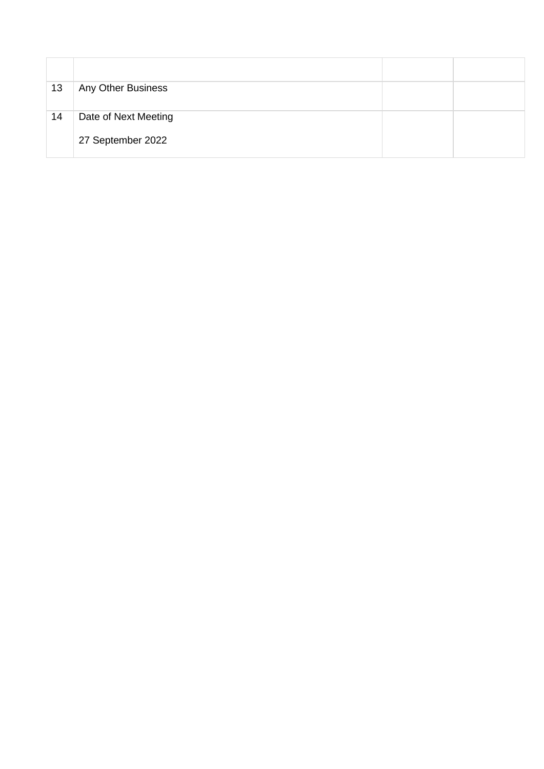| | | | |
|---|---|---|---|
| 13 | Any Other Business | | |
| 14 | Date of Next Meeting<br><br>27 September 2022 | | |